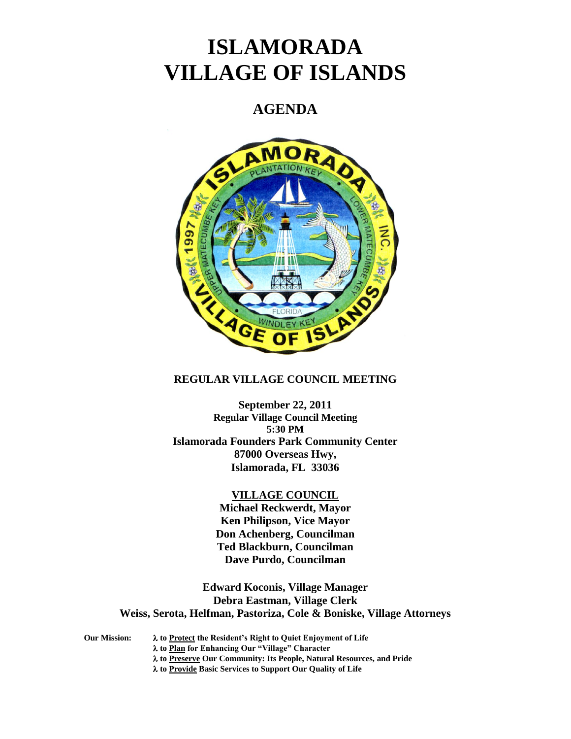# ISLAMORADA VILLAGE OF ISLANDS

## AGENDA

**REGULAR VILLAGE COUNCIL MEETING**

**September 22, 2011**
**Regular Village Council Meeting**
**5:30 PM**
**Islamorada Founders Park Community Center**
**87000 Overseas Hwy,**
**Islamorada, FL 33036**

**VILLAGE COUNCIL**

**Michael Reckwerdt, Mayor**
**Ken Philipson, Vice Mayor**
**Don Achenberg, Councilman**
**Ted Blackburn, Councilman**
**Dave Purdo, Councilman**

**Edward Koconis, Village Manager**
**Debra Eastman, Village Clerk**
**Weiss, Serota, Helfman, Pastoriza, Cole & Boniske, Village Attorneys**

**Our Mission:**

- **to Protect the Resident's Right to Quiet Enjoyment of Life**
- **to Plan for Enhancing Our "Village" Character**
- **to Preserve Our Community: Its People, Natural Resources, and Pride**
- **to Provide Basic Services to Support Our Quality of Life**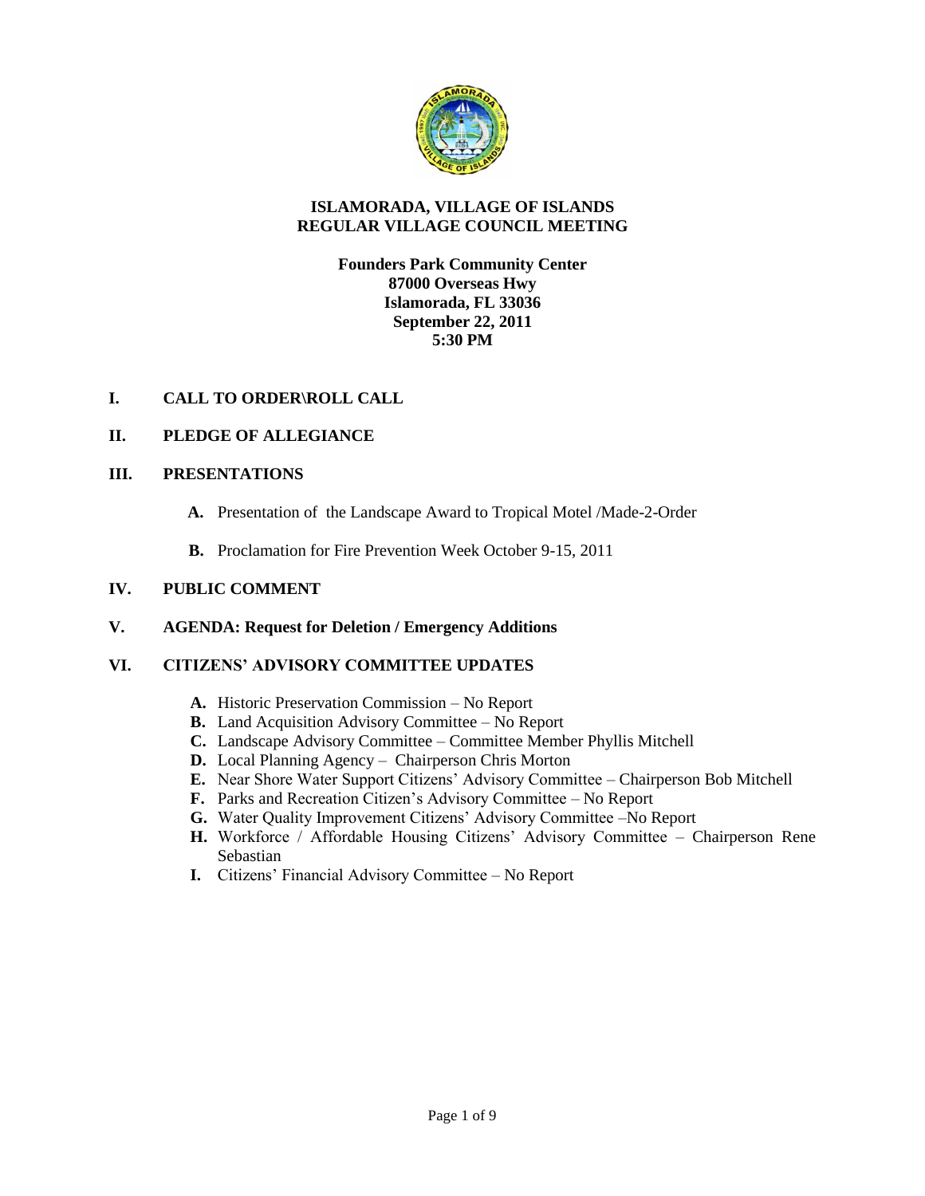**ISLAMORADA, VILLAGE OF ISLANDS**
**REGULAR VILLAGE COUNCIL MEETING**

**Founders Park Community Center**
**87000 Overseas Hwy**
**Islamorada, FL 33036**
**September 22, 2011**
**5:30 PM**

## I. CALL TO ORDER\ROLL CALL

## II. PLEDGE OF ALLEGIANCE

## III. PRESENTATIONS

**A.** Presentation of the Landscape Award to Tropical Motel /Made-2-Order

**B.** Proclamation for Fire Prevention Week October 9-15, 2011

## IV. PUBLIC COMMENT

## V. AGENDA: Request for Deletion / Emergency Additions

## VI. CITIZENS' ADVISORY COMMITTEE UPDATES

**A.** Historic Preservation Commission – No Report
**B.** Land Acquisition Advisory Committee – No Report
**C.** Landscape Advisory Committee – Committee Member Phyllis Mitchell
**D.** Local Planning Agency – Chairperson Chris Morton
**E.** Near Shore Water Support Citizens' Advisory Committee – Chairperson Bob Mitchell
**F.** Parks and Recreation Citizen's Advisory Committee – No Report
**G.** Water Quality Improvement Citizens' Advisory Committee –No Report
**H.** Workforce / Affordable Housing Citizens' Advisory Committee – Chairperson Rene Sebastian
**I.** Citizens' Financial Advisory Committee – No Report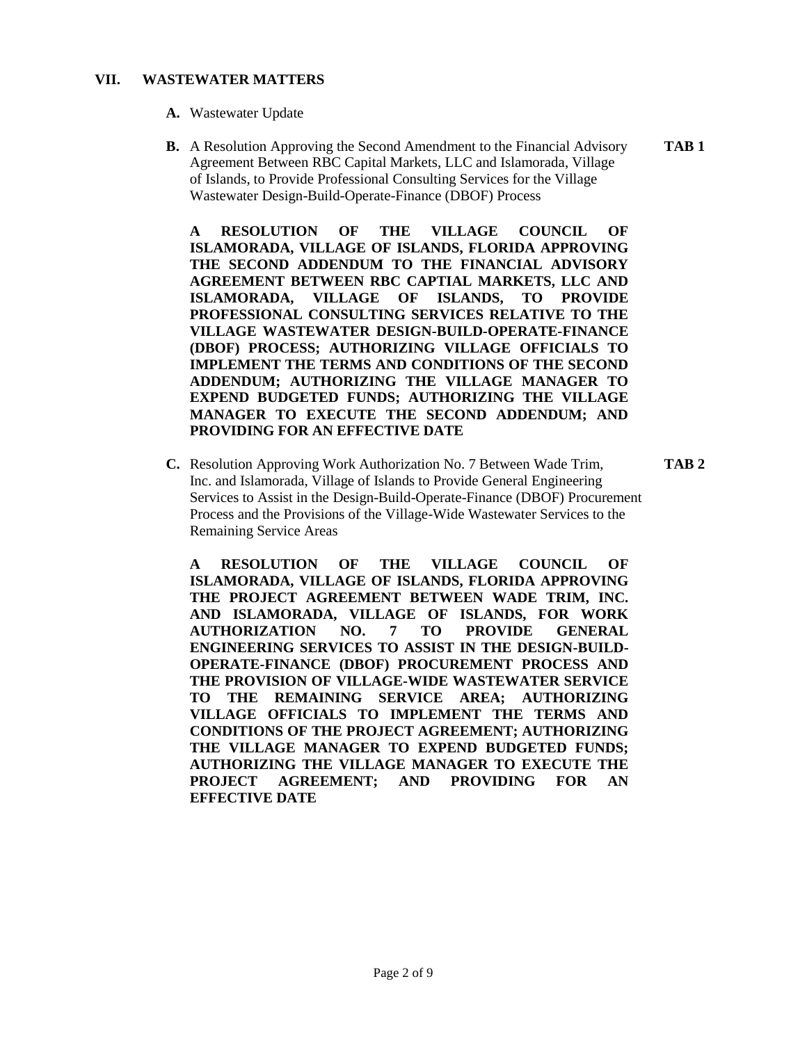## VII. WASTEWATER MATTERS

**A.** Wastewater Update

**B.** A Resolution Approving the Second Amendment to the Financial Advisory Agreement Between RBC Capital Markets, LLC and Islamorada, Village of Islands, to Provide Professional Consulting Services for the Village Wastewater Design-Build-Operate-Finance (DBOF) Process **TAB 1**

**A RESOLUTION OF THE VILLAGE COUNCIL OF ISLAMORADA, VILLAGE OF ISLANDS, FLORIDA APPROVING THE SECOND ADDENDUM TO THE FINANCIAL ADVISORY AGREEMENT BETWEEN RBC CAPTIAL MARKETS, LLC AND ISLAMORADA, VILLAGE OF ISLANDS, TO PROVIDE PROFESSIONAL CONSULTING SERVICES RELATIVE TO THE VILLAGE WASTEWATER DESIGN-BUILD-OPERATE-FINANCE (DBOF) PROCESS; AUTHORIZING VILLAGE OFFICIALS TO IMPLEMENT THE TERMS AND CONDITIONS OF THE SECOND ADDENDUM; AUTHORIZING THE VILLAGE MANAGER TO EXPEND BUDGETED FUNDS; AUTHORIZING THE VILLAGE MANAGER TO EXECUTE THE SECOND ADDENDUM; AND PROVIDING FOR AN EFFECTIVE DATE**

**C.** Resolution Approving Work Authorization No. 7 Between Wade Trim, Inc. and Islamorada, Village of Islands to Provide General Engineering Services to Assist in the Design-Build-Operate-Finance (DBOF) Procurement Process and the Provisions of the Village-Wide Wastewater Services to the Remaining Service Areas **TAB 2**

**A RESOLUTION OF THE VILLAGE COUNCIL OF ISLAMORADA, VILLAGE OF ISLANDS, FLORIDA APPROVING THE PROJECT AGREEMENT BETWEEN WADE TRIM, INC. AND ISLAMORADA, VILLAGE OF ISLANDS, FOR WORK AUTHORIZATION NO. 7 TO PROVIDE GENERAL ENGINEERING SERVICES TO ASSIST IN THE DESIGN-BUILD-OPERATE-FINANCE (DBOF) PROCUREMENT PROCESS AND THE PROVISION OF VILLAGE-WIDE WASTEWATER SERVICE TO THE REMAINING SERVICE AREA; AUTHORIZING VILLAGE OFFICIALS TO IMPLEMENT THE TERMS AND CONDITIONS OF THE PROJECT AGREEMENT; AUTHORIZING THE VILLAGE MANAGER TO EXPEND BUDGETED FUNDS; AUTHORIZING THE VILLAGE MANAGER TO EXECUTE THE PROJECT AGREEMENT; AND PROVIDING FOR AN EFFECTIVE DATE**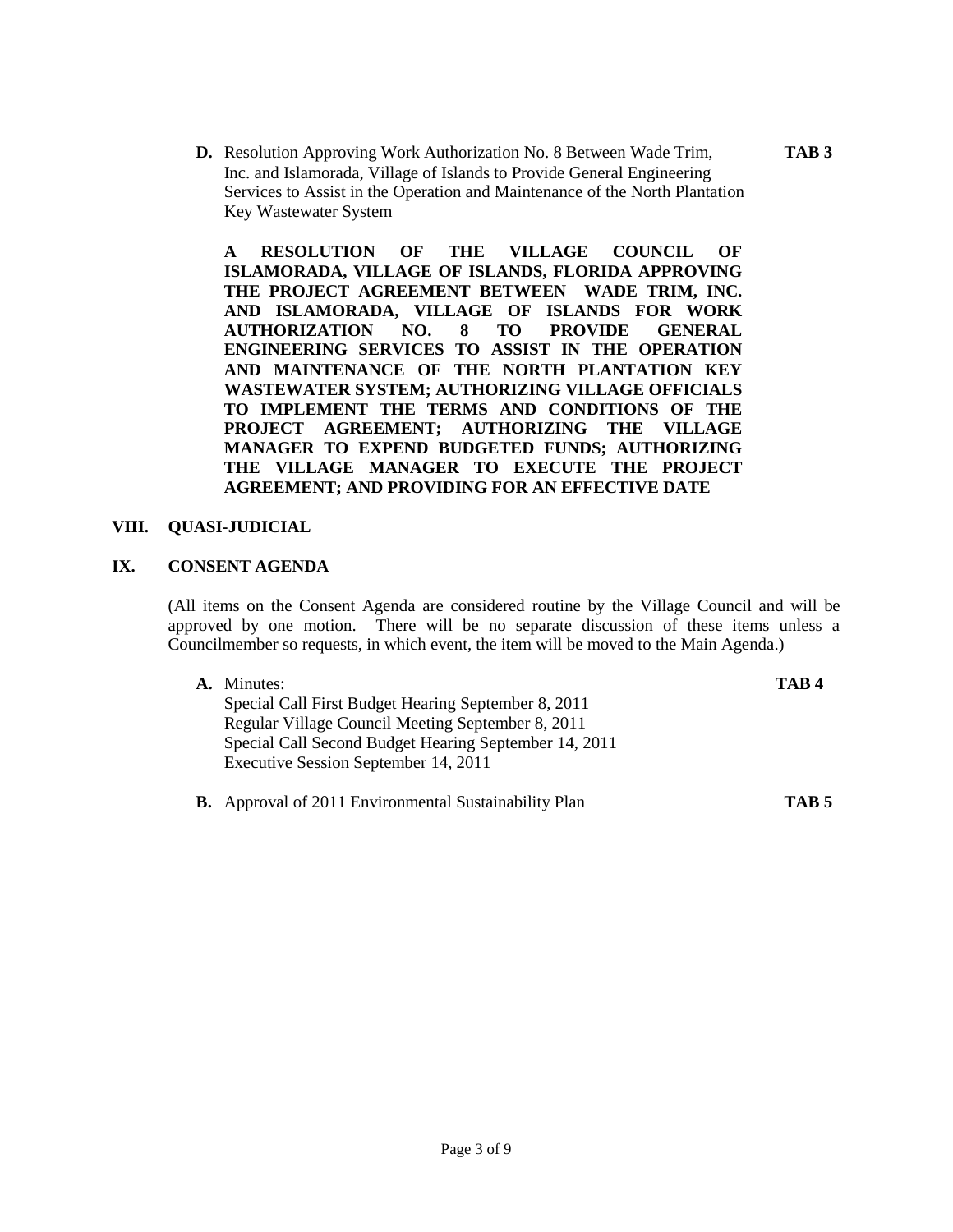**D.** Resolution Approving Work Authorization No. 8 Between Wade Trim, Inc. and Islamorada, Village of Islands to Provide General Engineering Services to Assist in the Operation and Maintenance of the North Plantation Key Wastewater System **TAB 3**

**A RESOLUTION OF THE VILLAGE COUNCIL OF ISLAMORADA, VILLAGE OF ISLANDS, FLORIDA APPROVING THE PROJECT AGREEMENT BETWEEN WADE TRIM, INC. AND ISLAMORADA, VILLAGE OF ISLANDS FOR WORK AUTHORIZATION NO. 8 TO PROVIDE GENERAL ENGINEERING SERVICES TO ASSIST IN THE OPERATION AND MAINTENANCE OF THE NORTH PLANTATION KEY WASTEWATER SYSTEM; AUTHORIZING VILLAGE OFFICIALS TO IMPLEMENT THE TERMS AND CONDITIONS OF THE PROJECT AGREEMENT; AUTHORIZING THE VILLAGE MANAGER TO EXPEND BUDGETED FUNDS; AUTHORIZING THE VILLAGE MANAGER TO EXECUTE THE PROJECT AGREEMENT; AND PROVIDING FOR AN EFFECTIVE DATE**

## VIII. QUASI-JUDICIAL

## IX. CONSENT AGENDA

(All items on the Consent Agenda are considered routine by the Village Council and will be approved by one motion. There will be no separate discussion of these items unless a Councilmember so requests, in which event, the item will be moved to the Main Agenda.)

**A.** Minutes: **TAB 4**
Special Call First Budget Hearing September 8, 2011
Regular Village Council Meeting September 8, 2011
Special Call Second Budget Hearing September 14, 2011
Executive Session September 14, 2011

**B.** Approval of 2011 Environmental Sustainability Plan **TAB 5**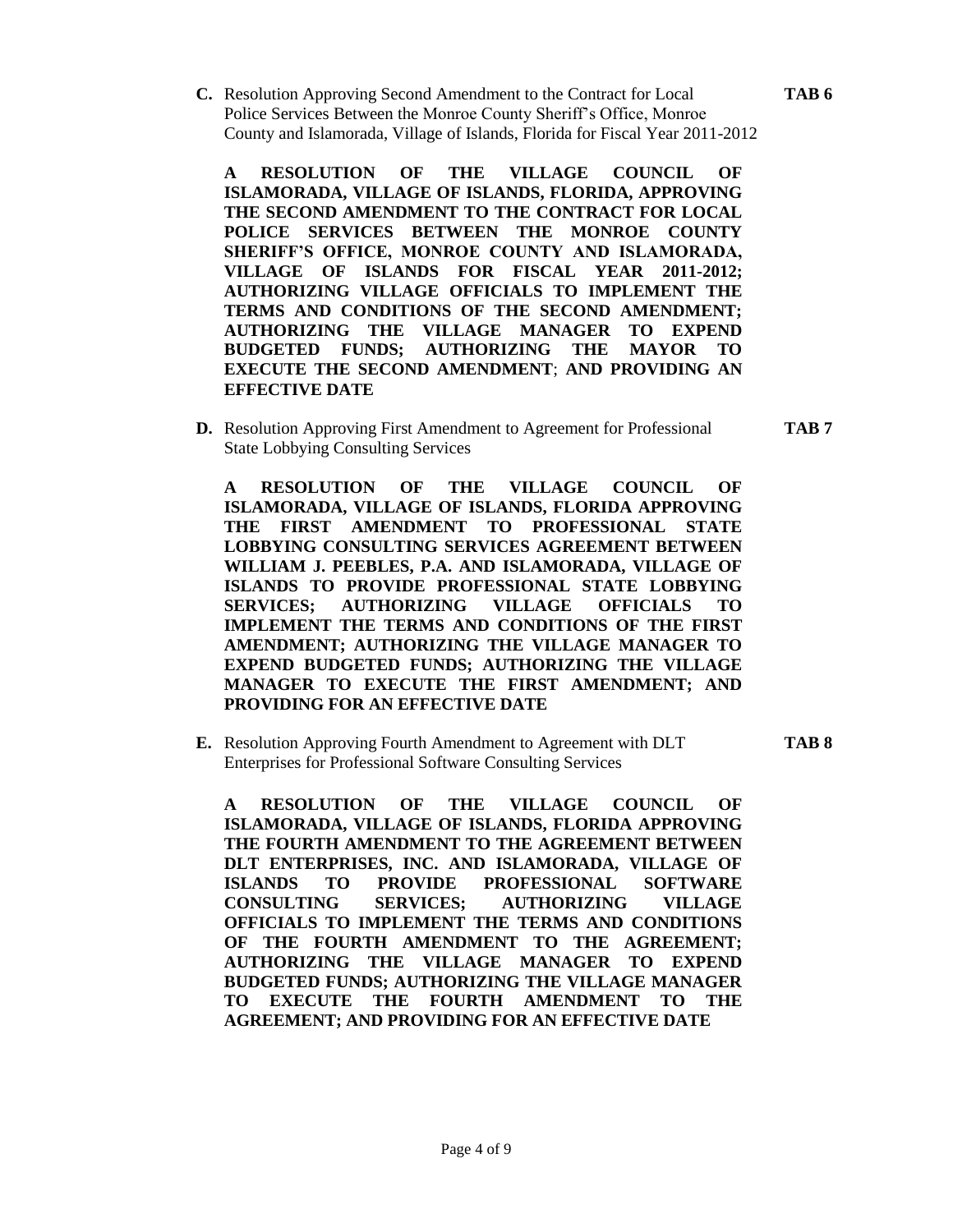**C.** Resolution Approving Second Amendment to the Contract for Local Police Services Between the Monroe County Sheriff's Office, Monroe County and Islamorada, Village of Islands, Florida for Fiscal Year 2011-2012 **TAB 6**

**A RESOLUTION OF THE VILLAGE COUNCIL OF ISLAMORADA, VILLAGE OF ISLANDS, FLORIDA, APPROVING THE SECOND AMENDMENT TO THE CONTRACT FOR LOCAL POLICE SERVICES BETWEEN THE MONROE COUNTY SHERIFF'S OFFICE, MONROE COUNTY AND ISLAMORADA, VILLAGE OF ISLANDS FOR FISCAL YEAR 2011-2012; AUTHORIZING VILLAGE OFFICIALS TO IMPLEMENT THE TERMS AND CONDITIONS OF THE SECOND AMENDMENT; AUTHORIZING THE VILLAGE MANAGER TO EXPEND BUDGETED FUNDS; AUTHORIZING THE MAYOR TO EXECUTE THE SECOND AMENDMENT; AND PROVIDING AN EFFECTIVE DATE**

**D.** Resolution Approving First Amendment to Agreement for Professional State Lobbying Consulting Services **TAB 7**

**A RESOLUTION OF THE VILLAGE COUNCIL OF ISLAMORADA, VILLAGE OF ISLANDS, FLORIDA APPROVING THE FIRST AMENDMENT TO PROFESSIONAL STATE LOBBYING CONSULTING SERVICES AGREEMENT BETWEEN WILLIAM J. PEEBLES, P.A. AND ISLAMORADA, VILLAGE OF ISLANDS TO PROVIDE PROFESSIONAL STATE LOBBYING SERVICES; AUTHORIZING VILLAGE OFFICIALS TO IMPLEMENT THE TERMS AND CONDITIONS OF THE FIRST AMENDMENT; AUTHORIZING THE VILLAGE MANAGER TO EXPEND BUDGETED FUNDS; AUTHORIZING THE VILLAGE MANAGER TO EXECUTE THE FIRST AMENDMENT; AND PROVIDING FOR AN EFFECTIVE DATE**

**E.** Resolution Approving Fourth Amendment to Agreement with DLT Enterprises for Professional Software Consulting Services **TAB 8**

**A RESOLUTION OF THE VILLAGE COUNCIL OF ISLAMORADA, VILLAGE OF ISLANDS, FLORIDA APPROVING THE FOURTH AMENDMENT TO THE AGREEMENT BETWEEN DLT ENTERPRISES, INC. AND ISLAMORADA, VILLAGE OF ISLANDS TO PROVIDE PROFESSIONAL SOFTWARE CONSULTING SERVICES; AUTHORIZING VILLAGE OFFICIALS TO IMPLEMENT THE TERMS AND CONDITIONS OF THE FOURTH AMENDMENT TO THE AGREEMENT; AUTHORIZING THE VILLAGE MANAGER TO EXPEND BUDGETED FUNDS; AUTHORIZING THE VILLAGE MANAGER TO EXECUTE THE FOURTH AMENDMENT TO THE AGREEMENT; AND PROVIDING FOR AN EFFECTIVE DATE**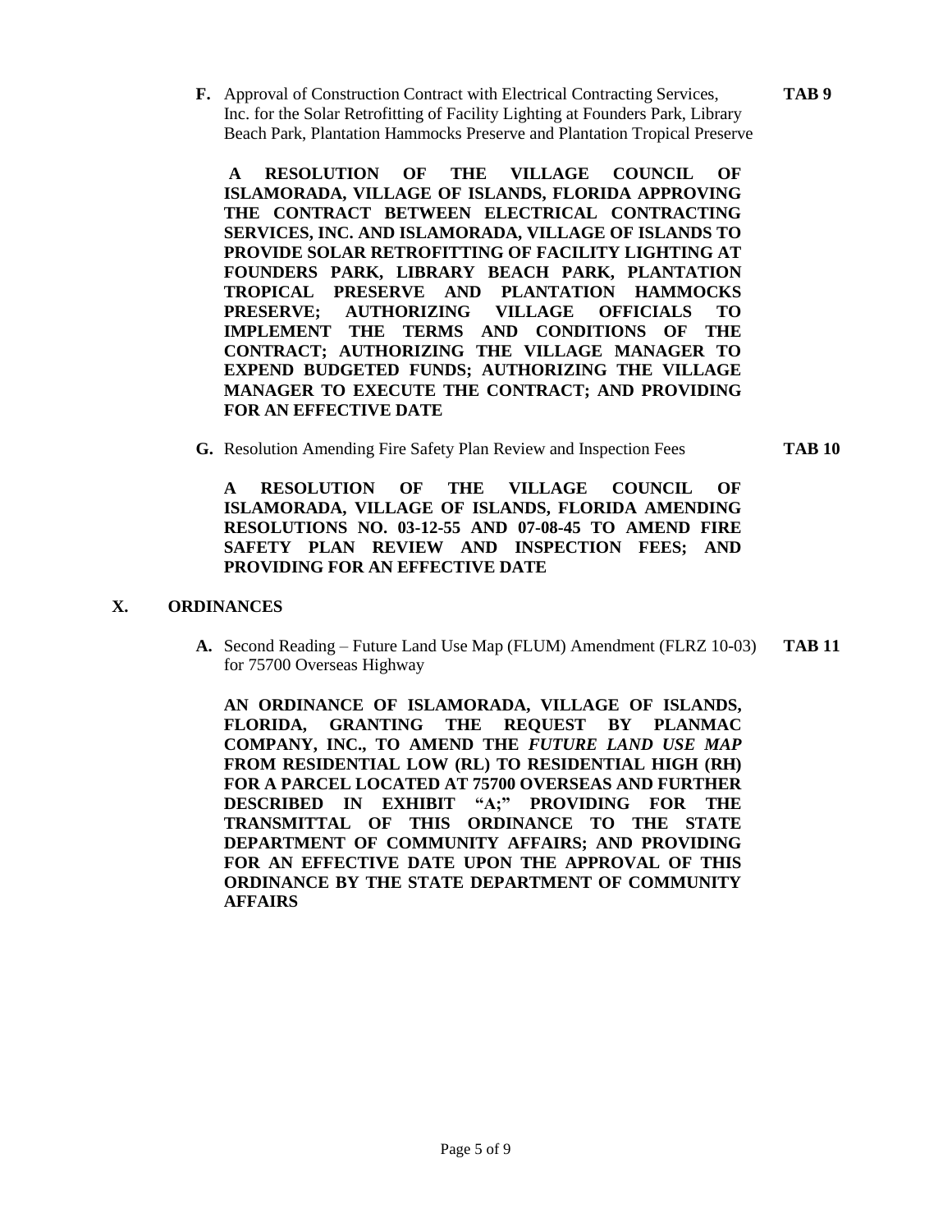**F.** Approval of Construction Contract with Electrical Contracting Services, Inc. for the Solar Retrofitting of Facility Lighting at Founders Park, Library Beach Park, Plantation Hammocks Preserve and Plantation Tropical Preserve **TAB 9**

**A RESOLUTION OF THE VILLAGE COUNCIL OF ISLAMORADA, VILLAGE OF ISLANDS, FLORIDA APPROVING THE CONTRACT BETWEEN ELECTRICAL CONTRACTING SERVICES, INC. AND ISLAMORADA, VILLAGE OF ISLANDS TO PROVIDE SOLAR RETROFITTING OF FACILITY LIGHTING AT FOUNDERS PARK, LIBRARY BEACH PARK, PLANTATION TROPICAL PRESERVE AND PLANTATION HAMMOCKS PRESERVE; AUTHORIZING VILLAGE OFFICIALS TO IMPLEMENT THE TERMS AND CONDITIONS OF THE CONTRACT; AUTHORIZING THE VILLAGE MANAGER TO EXPEND BUDGETED FUNDS; AUTHORIZING THE VILLAGE MANAGER TO EXECUTE THE CONTRACT; AND PROVIDING FOR AN EFFECTIVE DATE**

**G.** Resolution Amending Fire Safety Plan Review and Inspection Fees **TAB 10**

**A RESOLUTION OF THE VILLAGE COUNCIL OF ISLAMORADA, VILLAGE OF ISLANDS, FLORIDA AMENDING RESOLUTIONS NO. 03-12-55 AND 07-08-45 TO AMEND FIRE SAFETY PLAN REVIEW AND INSPECTION FEES; AND PROVIDING FOR AN EFFECTIVE DATE**

## X. ORDINANCES

**A.** Second Reading – Future Land Use Map (FLUM) Amendment (FLRZ 10-03) for 75700 Overseas Highway **TAB 11**

**AN ORDINANCE OF ISLAMORADA, VILLAGE OF ISLANDS, FLORIDA, GRANTING THE REQUEST BY PLANMAC COMPANY, INC., TO AMEND THE *FUTURE LAND USE MAP* FROM RESIDENTIAL LOW (RL) TO RESIDENTIAL HIGH (RH) FOR A PARCEL LOCATED AT 75700 OVERSEAS AND FURTHER DESCRIBED IN EXHIBIT "A;" PROVIDING FOR THE TRANSMITTAL OF THIS ORDINANCE TO THE STATE DEPARTMENT OF COMMUNITY AFFAIRS; AND PROVIDING FOR AN EFFECTIVE DATE UPON THE APPROVAL OF THIS ORDINANCE BY THE STATE DEPARTMENT OF COMMUNITY AFFAIRS**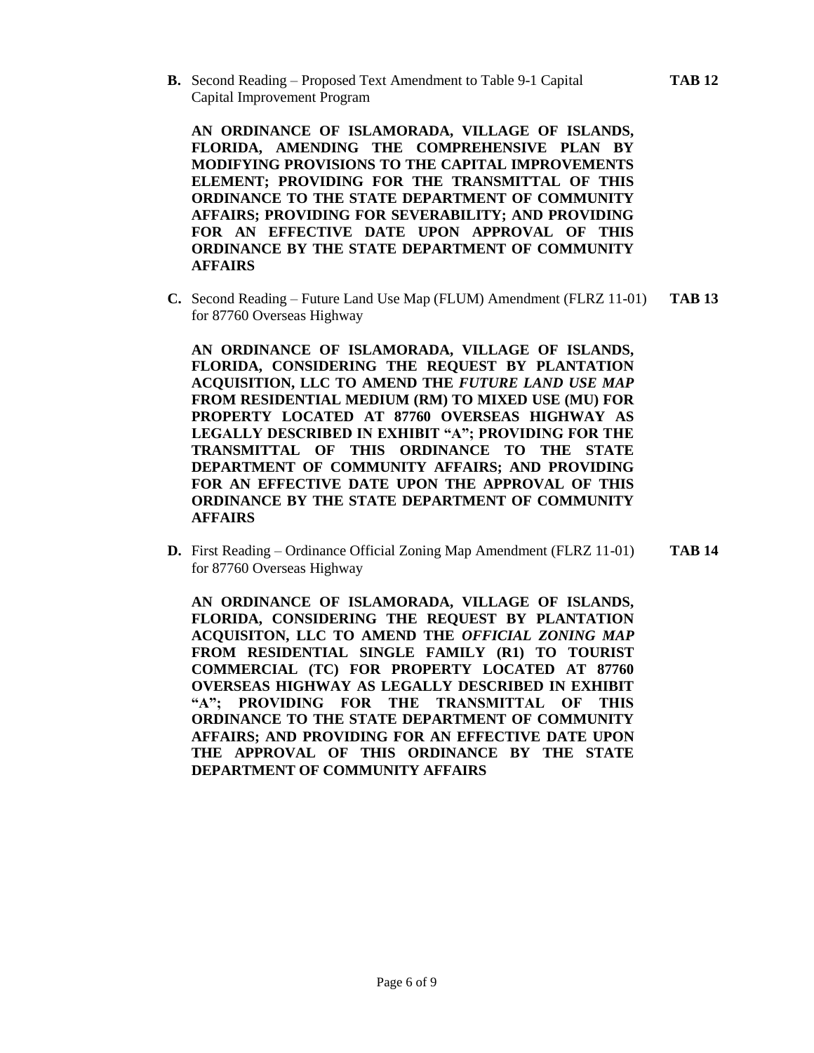**B.** Second Reading – Proposed Text Amendment to Table 9-1 Capital Capital Improvement Program **TAB 12**

**AN ORDINANCE OF ISLAMORADA, VILLAGE OF ISLANDS, FLORIDA, AMENDING THE COMPREHENSIVE PLAN BY MODIFYING PROVISIONS TO THE CAPITAL IMPROVEMENTS ELEMENT; PROVIDING FOR THE TRANSMITTAL OF THIS ORDINANCE TO THE STATE DEPARTMENT OF COMMUNITY AFFAIRS; PROVIDING FOR SEVERABILITY; AND PROVIDING FOR AN EFFECTIVE DATE UPON APPROVAL OF THIS ORDINANCE BY THE STATE DEPARTMENT OF COMMUNITY AFFAIRS**

**C.** Second Reading – Future Land Use Map (FLUM) Amendment (FLRZ 11-01) for 87760 Overseas Highway **TAB 13**

**AN ORDINANCE OF ISLAMORADA, VILLAGE OF ISLANDS, FLORIDA, CONSIDERING THE REQUEST BY PLANTATION ACQUISITION, LLC TO AMEND THE *FUTURE LAND USE MAP* FROM RESIDENTIAL MEDIUM (RM) TO MIXED USE (MU) FOR PROPERTY LOCATED AT 87760 OVERSEAS HIGHWAY AS LEGALLY DESCRIBED IN EXHIBIT "A"; PROVIDING FOR THE TRANSMITTAL OF THIS ORDINANCE TO THE STATE DEPARTMENT OF COMMUNITY AFFAIRS; AND PROVIDING FOR AN EFFECTIVE DATE UPON THE APPROVAL OF THIS ORDINANCE BY THE STATE DEPARTMENT OF COMMUNITY AFFAIRS**

**D.** First Reading – Ordinance Official Zoning Map Amendment (FLRZ 11-01) for 87760 Overseas Highway **TAB 14**

**AN ORDINANCE OF ISLAMORADA, VILLAGE OF ISLANDS, FLORIDA, CONSIDERING THE REQUEST BY PLANTATION ACQUISITON, LLC TO AMEND THE *OFFICIAL ZONING MAP* FROM RESIDENTIAL SINGLE FAMILY (R1) TO TOURIST COMMERCIAL (TC) FOR PROPERTY LOCATED AT 87760 OVERSEAS HIGHWAY AS LEGALLY DESCRIBED IN EXHIBIT "A"; PROVIDING FOR THE TRANSMITTAL OF THIS ORDINANCE TO THE STATE DEPARTMENT OF COMMUNITY AFFAIRS; AND PROVIDING FOR AN EFFECTIVE DATE UPON THE APPROVAL OF THIS ORDINANCE BY THE STATE DEPARTMENT OF COMMUNITY AFFAIRS**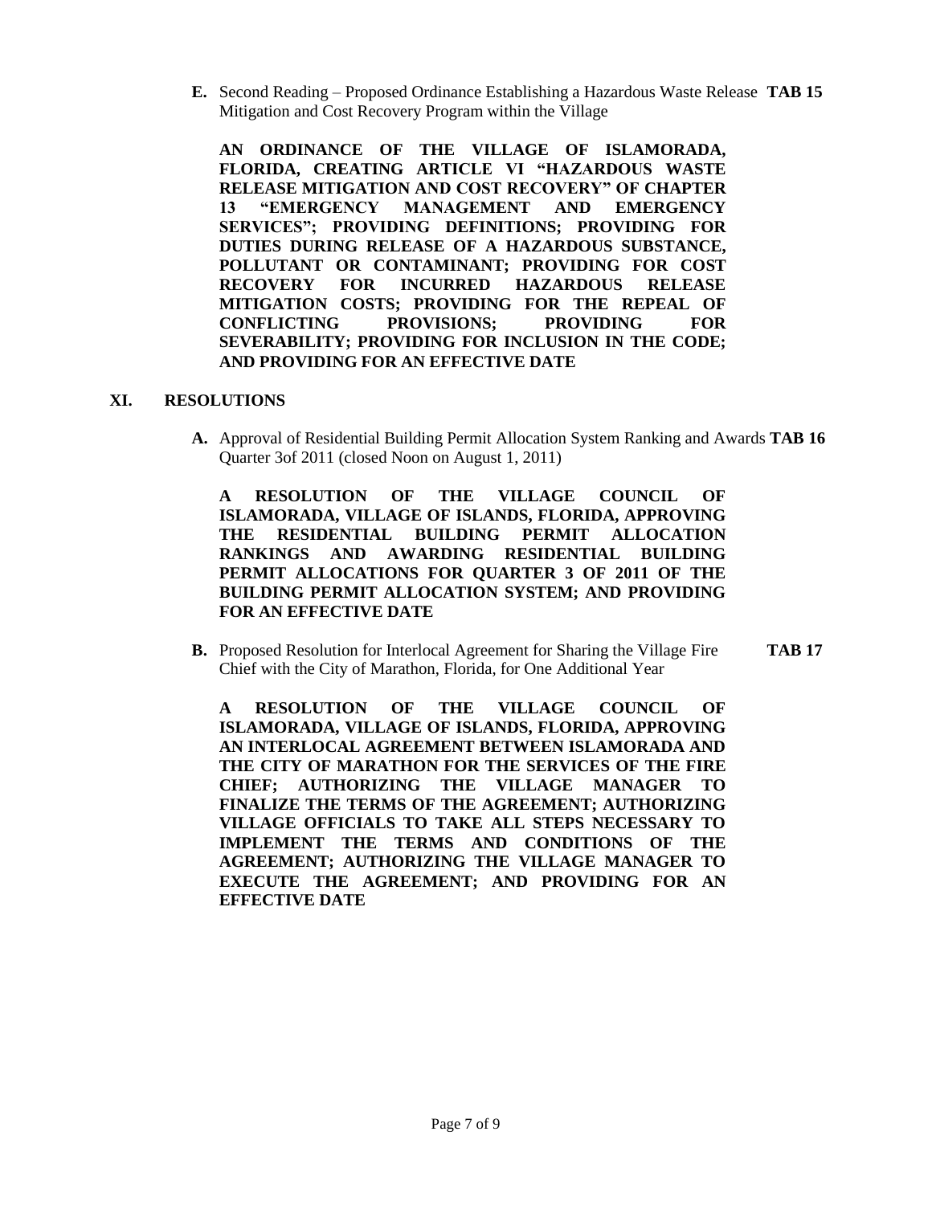**E.** Second Reading – Proposed Ordinance Establishing a Hazardous Waste Release Mitigation and Cost Recovery Program within the Village **TAB 15**

**AN ORDINANCE OF THE VILLAGE OF ISLAMORADA, FLORIDA, CREATING ARTICLE VI "HAZARDOUS WASTE RELEASE MITIGATION AND COST RECOVERY" OF CHAPTER 13 "EMERGENCY MANAGEMENT AND EMERGENCY SERVICES"; PROVIDING DEFINITIONS; PROVIDING FOR DUTIES DURING RELEASE OF A HAZARDOUS SUBSTANCE, POLLUTANT OR CONTAMINANT; PROVIDING FOR COST RECOVERY FOR INCURRED HAZARDOUS RELEASE MITIGATION COSTS; PROVIDING FOR THE REPEAL OF CONFLICTING PROVISIONS; PROVIDING FOR SEVERABILITY; PROVIDING FOR INCLUSION IN THE CODE; AND PROVIDING FOR AN EFFECTIVE DATE**

## XI. RESOLUTIONS

**A.** Approval of Residential Building Permit Allocation System Ranking and Awards Quarter 3of 2011 (closed Noon on August 1, 2011) **TAB 16**

**A RESOLUTION OF THE VILLAGE COUNCIL OF ISLAMORADA, VILLAGE OF ISLANDS, FLORIDA, APPROVING THE RESIDENTIAL BUILDING PERMIT ALLOCATION RANKINGS AND AWARDING RESIDENTIAL BUILDING PERMIT ALLOCATIONS FOR QUARTER 3 OF 2011 OF THE BUILDING PERMIT ALLOCATION SYSTEM; AND PROVIDING FOR AN EFFECTIVE DATE**

**B.** Proposed Resolution for Interlocal Agreement for Sharing the Village Fire Chief with the City of Marathon, Florida, for One Additional Year **TAB 17**

**A RESOLUTION OF THE VILLAGE COUNCIL OF ISLAMORADA, VILLAGE OF ISLANDS, FLORIDA, APPROVING AN INTERLOCAL AGREEMENT BETWEEN ISLAMORADA AND THE CITY OF MARATHON FOR THE SERVICES OF THE FIRE CHIEF; AUTHORIZING THE VILLAGE MANAGER TO FINALIZE THE TERMS OF THE AGREEMENT; AUTHORIZING VILLAGE OFFICIALS TO TAKE ALL STEPS NECESSARY TO IMPLEMENT THE TERMS AND CONDITIONS OF THE AGREEMENT; AUTHORIZING THE VILLAGE MANAGER TO EXECUTE THE AGREEMENT; AND PROVIDING FOR AN EFFECTIVE DATE**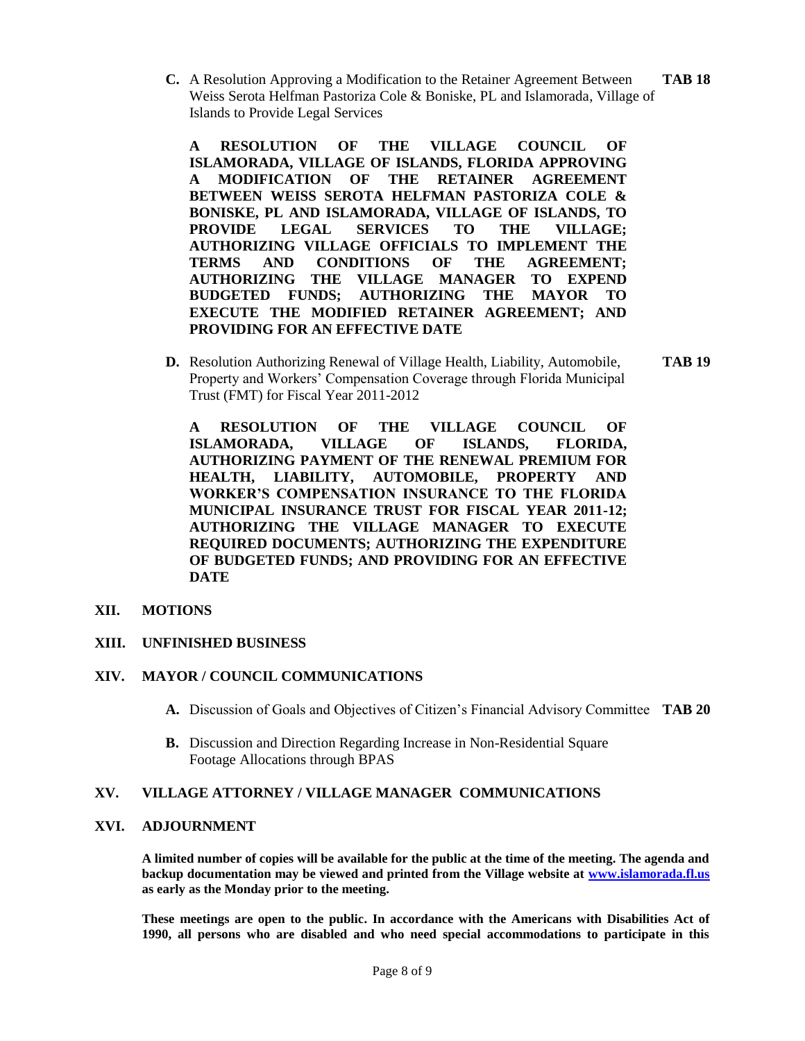**C.** A Resolution Approving a Modification to the Retainer Agreement Between Weiss Serota Helfman Pastoriza Cole & Boniske, PL and Islamorada, Village of Islands to Provide Legal Services **TAB 18**

**A RESOLUTION OF THE VILLAGE COUNCIL OF ISLAMORADA, VILLAGE OF ISLANDS, FLORIDA APPROVING A MODIFICATION OF THE RETAINER AGREEMENT BETWEEN WEISS SEROTA HELFMAN PASTORIZA COLE & BONISKE, PL AND ISLAMORADA, VILLAGE OF ISLANDS, TO PROVIDE LEGAL SERVICES TO THE VILLAGE; AUTHORIZING VILLAGE OFFICIALS TO IMPLEMENT THE TERMS AND CONDITIONS OF THE AGREEMENT; AUTHORIZING THE VILLAGE MANAGER TO EXPEND BUDGETED FUNDS; AUTHORIZING THE MAYOR TO EXECUTE THE MODIFIED RETAINER AGREEMENT; AND PROVIDING FOR AN EFFECTIVE DATE**

**D.** Resolution Authorizing Renewal of Village Health, Liability, Automobile, Property and Workers' Compensation Coverage through Florida Municipal Trust (FMT) for Fiscal Year 2011-2012 **TAB 19**

**A RESOLUTION OF THE VILLAGE COUNCIL OF ISLAMORADA, VILLAGE OF ISLANDS, FLORIDA, AUTHORIZING PAYMENT OF THE RENEWAL PREMIUM FOR HEALTH, LIABILITY, AUTOMOBILE, PROPERTY AND WORKER'S COMPENSATION INSURANCE TO THE FLORIDA MUNICIPAL INSURANCE TRUST FOR FISCAL YEAR 2011-12; AUTHORIZING THE VILLAGE MANAGER TO EXECUTE REQUIRED DOCUMENTS; AUTHORIZING THE EXPENDITURE OF BUDGETED FUNDS; AND PROVIDING FOR AN EFFECTIVE DATE**

## XII. MOTIONS

## XIII. UNFINISHED BUSINESS

## XIV. MAYOR / COUNCIL COMMUNICATIONS

**A.** Discussion of Goals and Objectives of Citizen's Financial Advisory Committee **TAB 20**

**B.** Discussion and Direction Regarding Increase in Non-Residential Square Footage Allocations through BPAS

## XV. VILLAGE ATTORNEY / VILLAGE MANAGER COMMUNICATIONS

## XVI. ADJOURNMENT

**A limited number of copies will be available for the public at the time of the meeting. The agenda and backup documentation may be viewed and printed from the Village website at [www.islamorada.fl.us](http://www.islamorada.fl.us) as early as the Monday prior to the meeting.**

**These meetings are open to the public. In accordance with the Americans with Disabilities Act of 1990, all persons who are disabled and who need special accommodations to participate in this**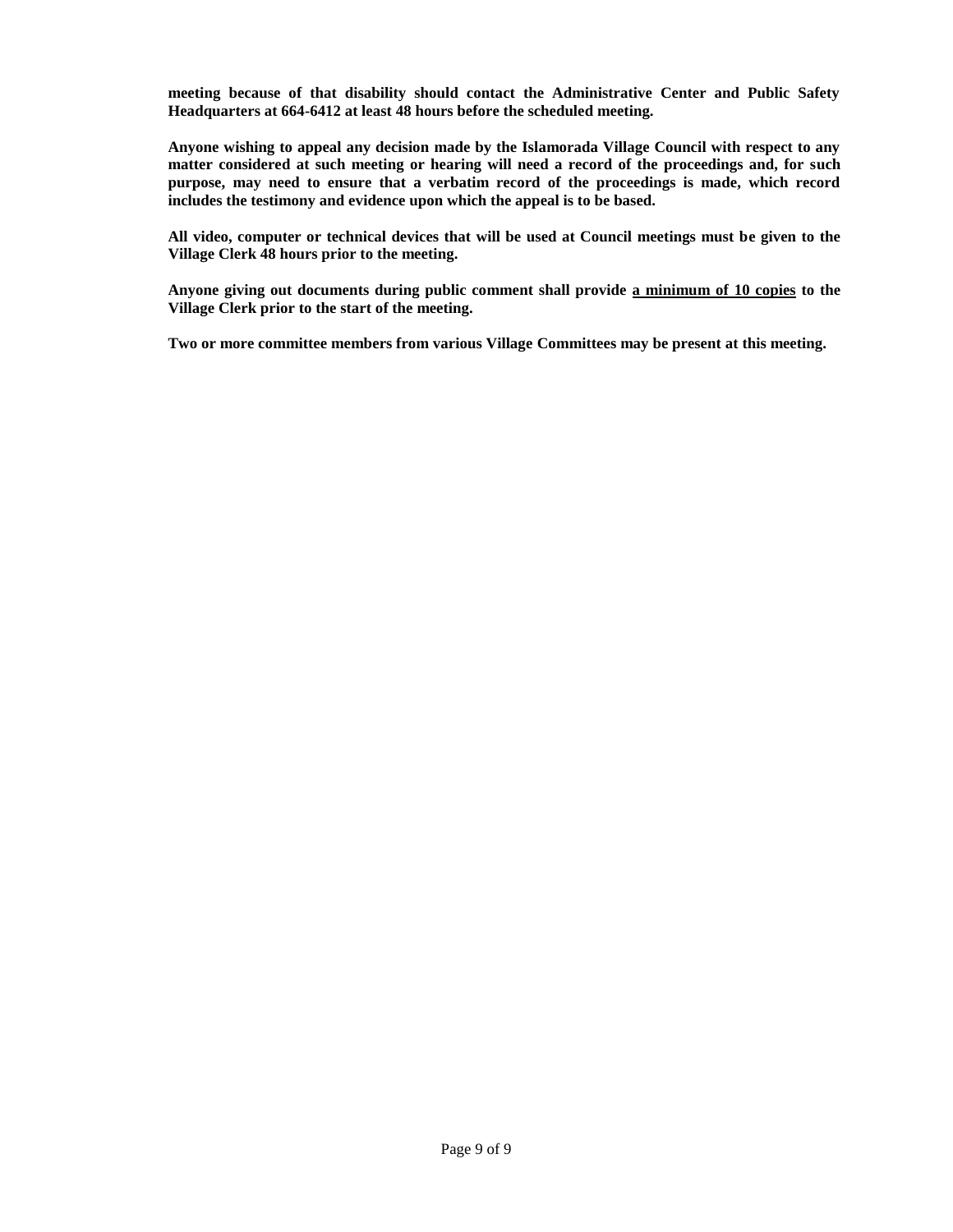**meeting because of that disability should contact the Administrative Center and Public Safety Headquarters at 664-6412 at least 48 hours before the scheduled meeting.**

**Anyone wishing to appeal any decision made by the Islamorada Village Council with respect to any matter considered at such meeting or hearing will need a record of the proceedings and, for such purpose, may need to ensure that a verbatim record of the proceedings is made, which record includes the testimony and evidence upon which the appeal is to be based.**

**All video, computer or technical devices that will be used at Council meetings must be given to the Village Clerk 48 hours prior to the meeting.**

**Anyone giving out documents during public comment shall provide <u>a minimum of 10 copies</u> to the Village Clerk prior to the start of the meeting.**

**Two or more committee members from various Village Committees may be present at this meeting.**